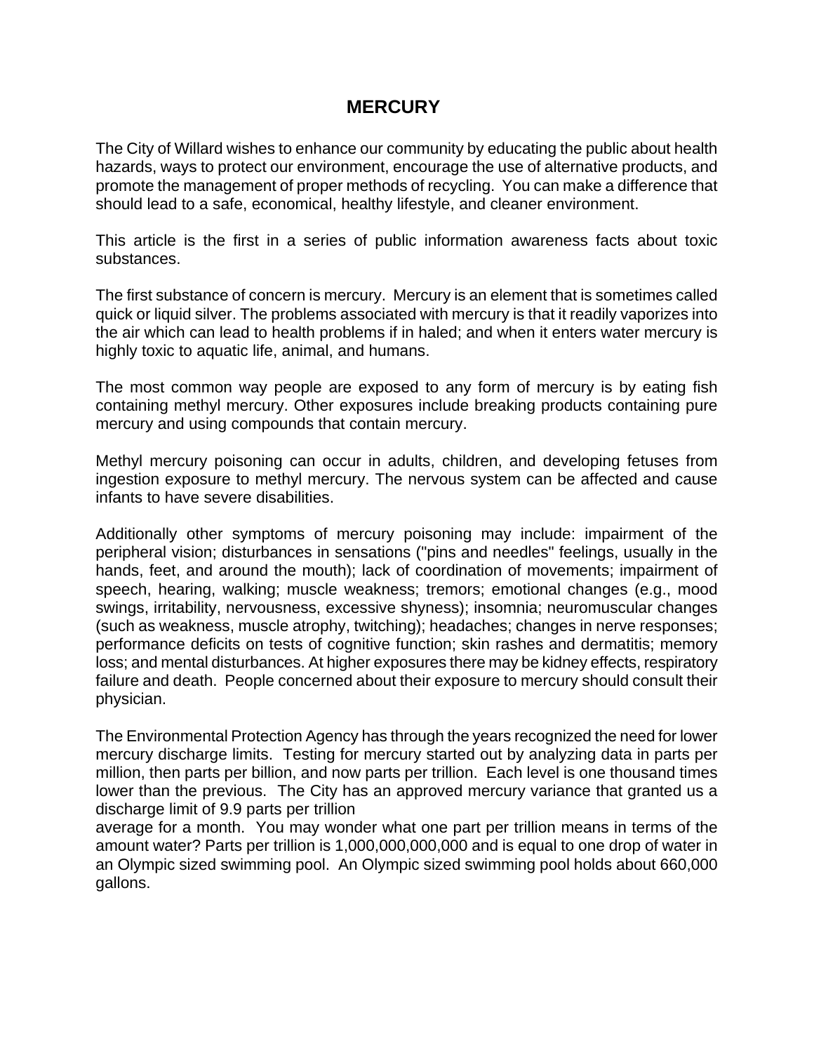# MERCURY

The City of Willard wishes to enhance our community by educating the public about health hazards, ways to protect our environment, encourage the use of alternative products, and promote the management of proper methods of recycling. You can make a difference that should lead to a safe, economical, healthy lifestyle, and cleaner environment.

This article is the first in a series of public information awareness facts about toxic substances.

The first substance of concern is mercury. Mercury is an element that is sometimes called quick or liquid silver. The problems associated with mercury is that it readily vaporizes into the air which can lead to health problems if in haled; and when it enters water mercury is highly toxic to aquatic life, animal, and humans.

The most common way people are exposed to any form of mercury is by eating fish containing methyl mercury. Other exposures include breaking products containing pure mercury and using compounds that contain mercury.

Methyl mercury poisoning can occur in adults, children, and developing fetuses from ingestion exposure to methyl mercury. The nervous system can be affected and cause infants to have severe disabilities.

Additionally other symptoms of mercury poisoning may include: impairment of the peripheral vision; disturbances in sensations ("pins and needles" feelings, usually in the hands, feet, and around the mouth); lack of coordination of movements; impairment of speech, hearing, walking; muscle weakness; tremors; emotional changes (e.g., mood swings, irritability, nervousness, excessive shyness); insomnia; neuromuscular changes (such as weakness, muscle atrophy, twitching); headaches; changes in nerve responses; performance deficits on tests of cognitive function; skin rashes and dermatitis; memory loss; and mental disturbances. At higher exposures there may be kidney effects, respiratory failure and death. People concerned about their exposure to mercury should consult their physician.

The Environmental Protection Agency has through the years recognized the need for lower mercury discharge limits. Testing for mercury started out by analyzing data in parts per million, then parts per billion, and now parts per trillion. Each level is one thousand times lower than the previous. The City has an approved mercury variance that granted us a discharge limit of 9.9 parts per trillion
average for a month. You may wonder what one part per trillion means in terms of the amount water? Parts per trillion is 1,000,000,000,000 and is equal to one drop of water in an Olympic sized swimming pool. An Olympic sized swimming pool holds about 660,000 gallons.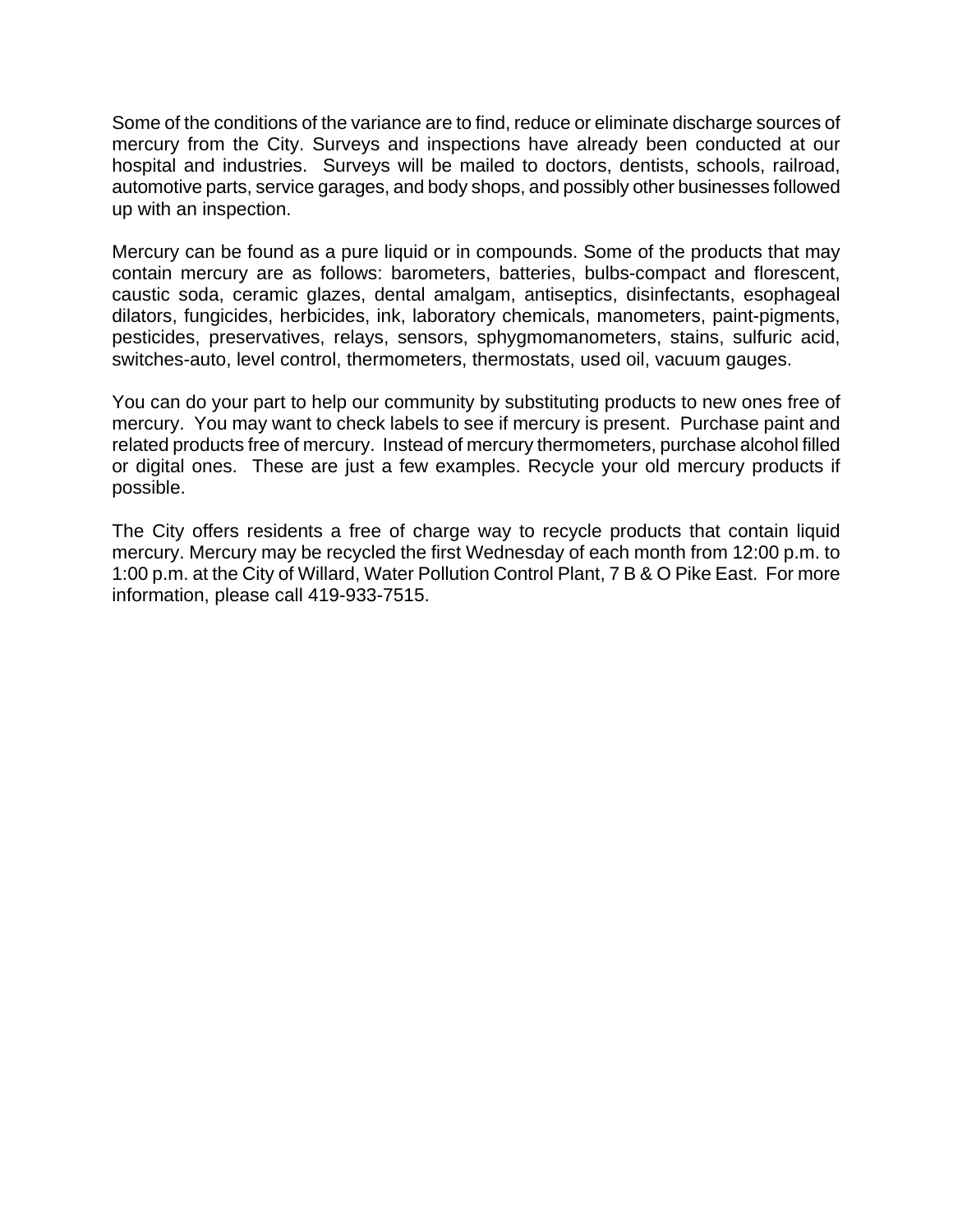Some of the conditions of the variance are to find, reduce or eliminate discharge sources of mercury from the City. Surveys and inspections have already been conducted at our hospital and industries. Surveys will be mailed to doctors, dentists, schools, railroad, automotive parts, service garages, and body shops, and possibly other businesses followed up with an inspection.

Mercury can be found as a pure liquid or in compounds. Some of the products that may contain mercury are as follows: barometers, batteries, bulbs-compact and florescent, caustic soda, ceramic glazes, dental amalgam, antiseptics, disinfectants, esophageal dilators, fungicides, herbicides, ink, laboratory chemicals, manometers, paint-pigments, pesticides, preservatives, relays, sensors, sphygmomanometers, stains, sulfuric acid, switches-auto, level control, thermometers, thermostats, used oil, vacuum gauges.

You can do your part to help our community by substituting products to new ones free of mercury. You may want to check labels to see if mercury is present. Purchase paint and related products free of mercury. Instead of mercury thermometers, purchase alcohol filled or digital ones. These are just a few examples. Recycle your old mercury products if possible.

The City offers residents a free of charge way to recycle products that contain liquid mercury. Mercury may be recycled the first Wednesday of each month from 12:00 p.m. to 1:00 p.m. at the City of Willard, Water Pollution Control Plant, 7 B & O Pike East. For more information, please call 419-933-7515.